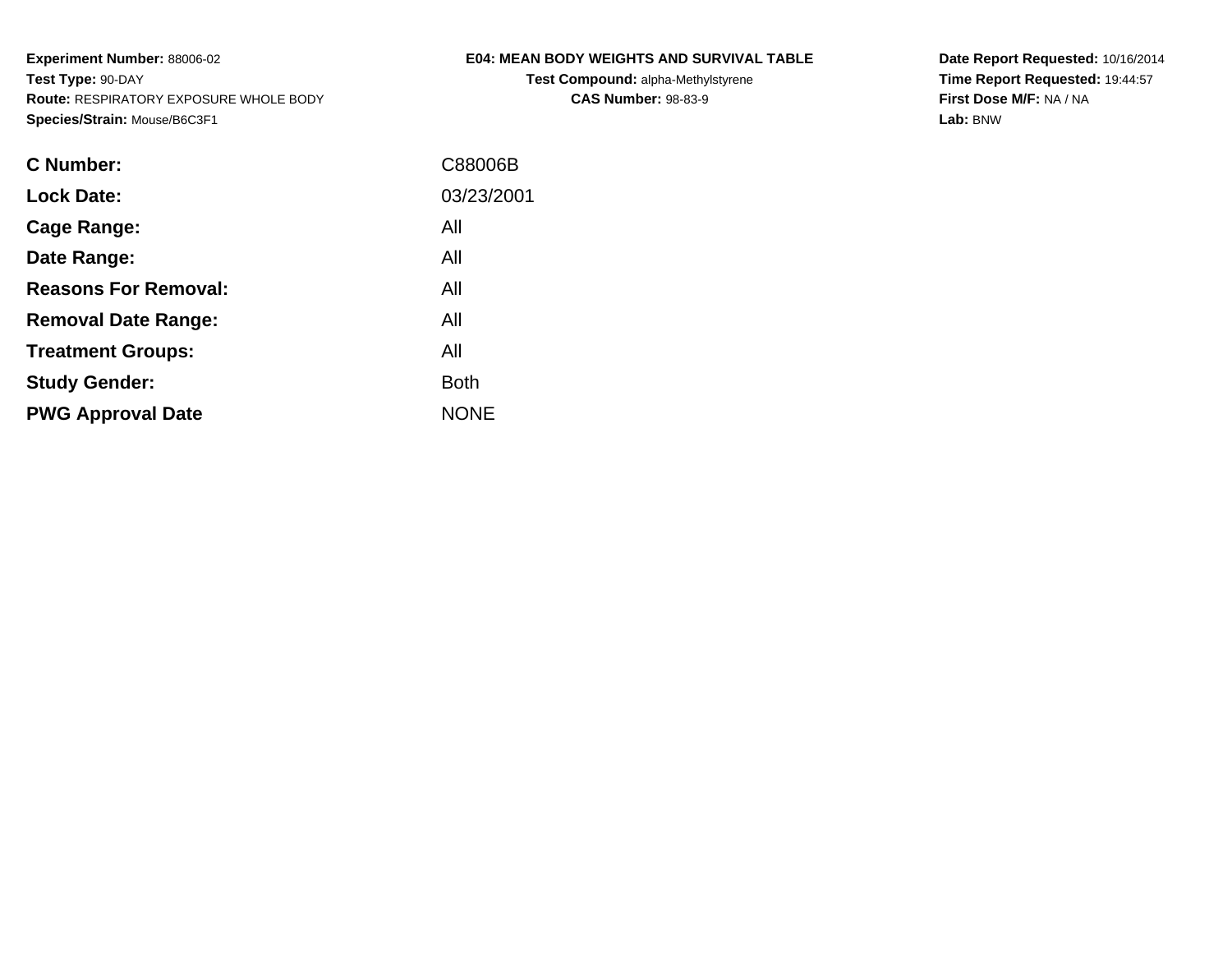**Experiment Number:** 88006-02
**Test Type:** 90-DAY
**Route:** RESPIRATORY EXPOSURE WHOLE BODY
**Species/Strain:** Mouse/B6C3F1

**E04: MEAN BODY WEIGHTS AND SURVIVAL TABLE**
**Test Compound:** alpha-Methylstyrene
**CAS Number:** 98-83-9

**Date Report Requested:** 10/16/2014
**Time Report Requested:** 19:44:57
**First Dose M/F:** NA / NA
**Lab:** BNW

| | |
|---|---|
| **C Number:** | C88006B |
| **Lock Date:** | 03/23/2001 |
| **Cage Range:** | All |
| **Date Range:** | All |
| **Reasons For Removal:** | All |
| **Removal Date Range:** | All |
| **Treatment Groups:** | All |
| **Study Gender:** | Both |
| **PWG Approval Date** | NONE |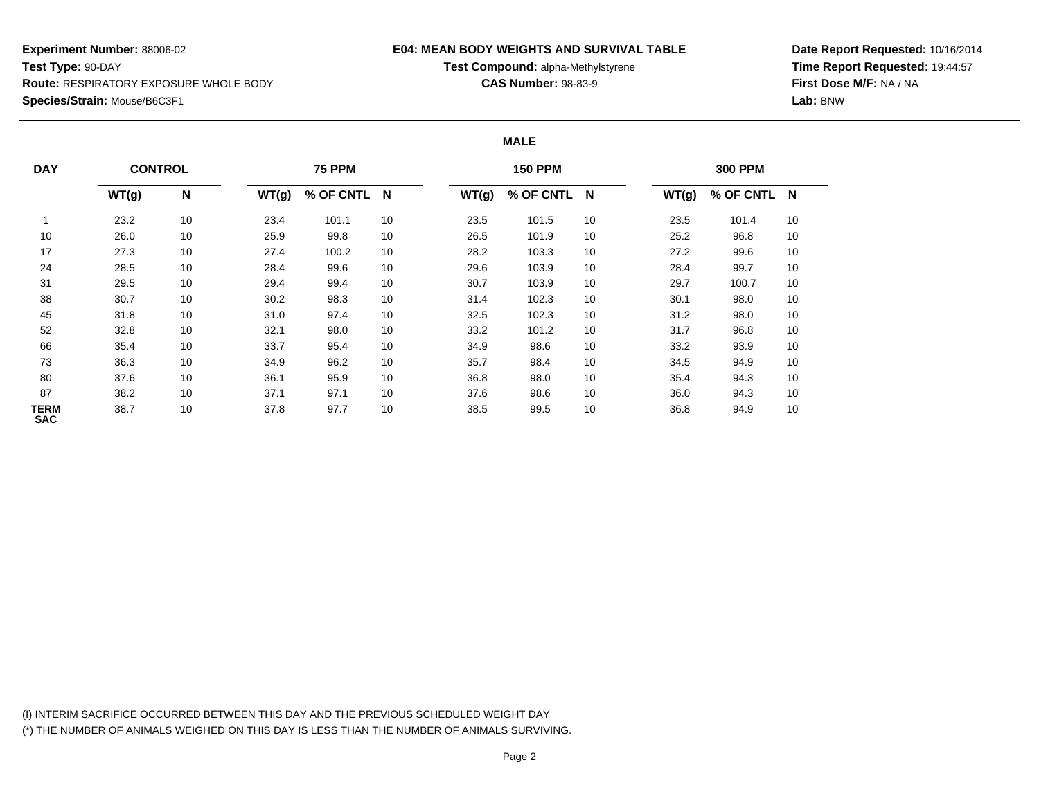**Experiment Number:** 88006-02
**Test Type:** 90-DAY
**Route:** RESPIRATORY EXPOSURE WHOLE BODY
**Species/Strain:** Mouse/B6C3F1

**E04: MEAN BODY WEIGHTS AND SURVIVAL TABLE**
**Test Compound:** alpha-Methylstyrene
**CAS Number:** 98-83-9

**Date Report Requested:** 10/16/2014
**Time Report Requested:** 19:44:57
**First Dose M/F:** NA / NA
**Lab:** BNW

**MALE**

| DAY | CONTROL | | 75 PPM | | | 150 PPM | | | 300 PPM | | |
|---|---|---|---|---|---|---|---|---|---|---|---|
| | WT(g) | N | WT(g) | % OF CNTL | N | WT(g) | % OF CNTL | N | WT(g) | % OF CNTL | N |
| 1 | 23.2 | 10 | 23.4 | 101.1 | 10 | 23.5 | 101.5 | 10 | 23.5 | 101.4 | 10 |
| 10 | 26.0 | 10 | 25.9 | 99.8 | 10 | 26.5 | 101.9 | 10 | 25.2 | 96.8 | 10 |
| 17 | 27.3 | 10 | 27.4 | 100.2 | 10 | 28.2 | 103.3 | 10 | 27.2 | 99.6 | 10 |
| 24 | 28.5 | 10 | 28.4 | 99.6 | 10 | 29.6 | 103.9 | 10 | 28.4 | 99.7 | 10 |
| 31 | 29.5 | 10 | 29.4 | 99.4 | 10 | 30.7 | 103.9 | 10 | 29.7 | 100.7 | 10 |
| 38 | 30.7 | 10 | 30.2 | 98.3 | 10 | 31.4 | 102.3 | 10 | 30.1 | 98.0 | 10 |
| 45 | 31.8 | 10 | 31.0 | 97.4 | 10 | 32.5 | 102.3 | 10 | 31.2 | 98.0 | 10 |
| 52 | 32.8 | 10 | 32.1 | 98.0 | 10 | 33.2 | 101.2 | 10 | 31.7 | 96.8 | 10 |
| 66 | 35.4 | 10 | 33.7 | 95.4 | 10 | 34.9 | 98.6 | 10 | 33.2 | 93.9 | 10 |
| 73 | 36.3 | 10 | 34.9 | 96.2 | 10 | 35.7 | 98.4 | 10 | 34.5 | 94.9 | 10 |
| 80 | 37.6 | 10 | 36.1 | 95.9 | 10 | 36.8 | 98.0 | 10 | 35.4 | 94.3 | 10 |
| 87 | 38.2 | 10 | 37.1 | 97.1 | 10 | 37.6 | 98.6 | 10 | 36.0 | 94.3 | 10 |
| TERM SAC | 38.7 | 10 | 37.8 | 97.7 | 10 | 38.5 | 99.5 | 10 | 36.8 | 94.9 | 10 |

(I) INTERIM SACRIFICE OCCURRED BETWEEN THIS DAY AND THE PREVIOUS SCHEDULED WEIGHT DAY
(*) THE NUMBER OF ANIMALS WEIGHED ON THIS DAY IS LESS THAN THE NUMBER OF ANIMALS SURVIVING.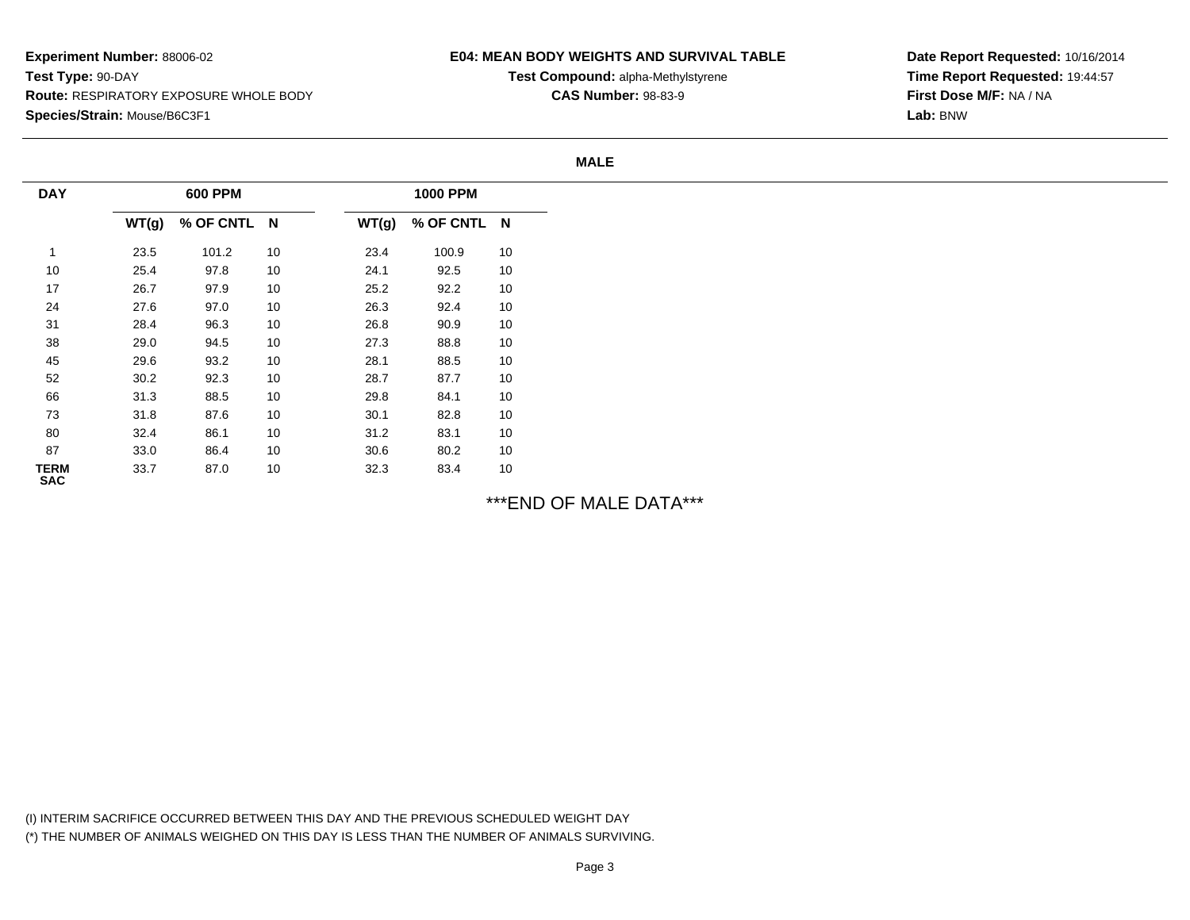**Experiment Number:** 88006-02
**Test Type:** 90-DAY
**Route:** RESPIRATORY EXPOSURE WHOLE BODY
**Species/Strain:** Mouse/B6C3F1

# E04: MEAN BODY WEIGHTS AND SURVIVAL TABLE

**Test Compound:** alpha-Methylstyrene
**CAS Number:** 98-83-9

**Date Report Requested:** 10/16/2014
**Time Report Requested:** 19:44:57
**First Dose M/F:** NA / NA
**Lab:** BNW

## MALE

| DAY | 600 PPM | | | 1000 PPM | | |
|---|---|---|---|---|---|---|
| | WT(g) | % OF CNTL | N | WT(g) | % OF CNTL | N |
| 1 | 23.5 | 101.2 | 10 | 23.4 | 100.9 | 10 |
| 10 | 25.4 | 97.8 | 10 | 24.1 | 92.5 | 10 |
| 17 | 26.7 | 97.9 | 10 | 25.2 | 92.2 | 10 |
| 24 | 27.6 | 97.0 | 10 | 26.3 | 92.4 | 10 |
| 31 | 28.4 | 96.3 | 10 | 26.8 | 90.9 | 10 |
| 38 | 29.0 | 94.5 | 10 | 27.3 | 88.8 | 10 |
| 45 | 29.6 | 93.2 | 10 | 28.1 | 88.5 | 10 |
| 52 | 30.2 | 92.3 | 10 | 28.7 | 87.7 | 10 |
| 66 | 31.3 | 88.5 | 10 | 29.8 | 84.1 | 10 |
| 73 | 31.8 | 87.6 | 10 | 30.1 | 82.8 | 10 |
| 80 | 32.4 | 86.1 | 10 | 31.2 | 83.1 | 10 |
| 87 | 33.0 | 86.4 | 10 | 30.6 | 80.2 | 10 |
| TERM SAC | 33.7 | 87.0 | 10 | 32.3 | 83.4 | 10 |

***END OF MALE DATA***

(I) INTERIM SACRIFICE OCCURRED BETWEEN THIS DAY AND THE PREVIOUS SCHEDULED WEIGHT DAY
(*) THE NUMBER OF ANIMALS WEIGHED ON THIS DAY IS LESS THAN THE NUMBER OF ANIMALS SURVIVING.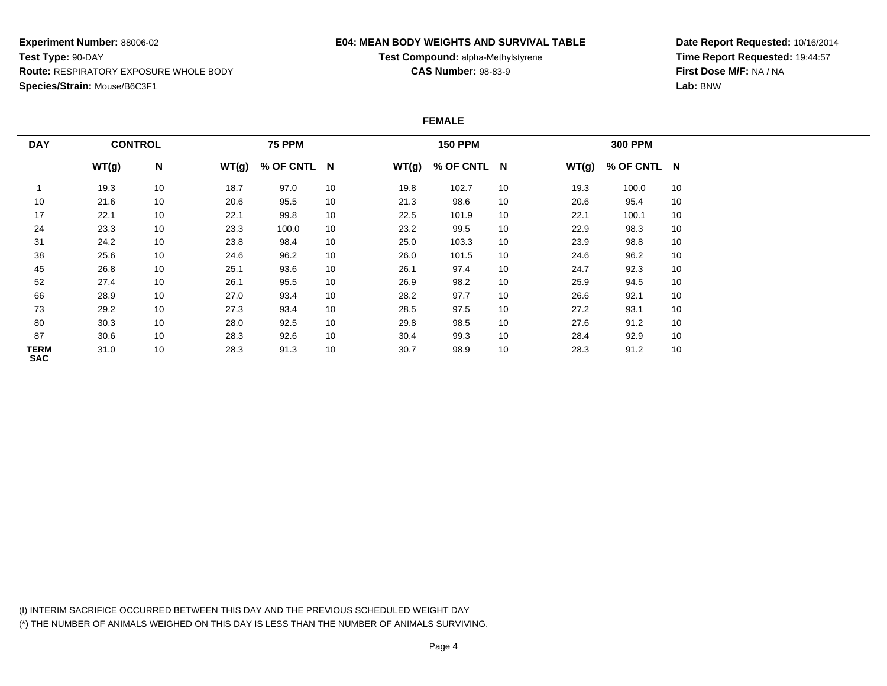**Experiment Number:** 88006-02
**Test Type:** 90-DAY
**Route:** RESPIRATORY EXPOSURE WHOLE BODY
**Species/Strain:** Mouse/B6C3F1

**E04: MEAN BODY WEIGHTS AND SURVIVAL TABLE**
**Test Compound:** alpha-Methylstyrene
**CAS Number:** 98-83-9

**Date Report Requested:** 10/16/2014
**Time Report Requested:** 19:44:57
**First Dose M/F:** NA / NA
**Lab:** BNW

**FEMALE**

| DAY | CONTROL | | 75 PPM | | | 150 PPM | | | 300 PPM | | |
|---|---|---|---|---|---|---|---|---|---|---|---|
| | WT(g) | N | WT(g) | % OF CNTL | N | WT(g) | % OF CNTL | N | WT(g) | % OF CNTL | N |
| 1 | 19.3 | 10 | 18.7 | 97.0 | 10 | 19.8 | 102.7 | 10 | 19.3 | 100.0 | 10 |
| 10 | 21.6 | 10 | 20.6 | 95.5 | 10 | 21.3 | 98.6 | 10 | 20.6 | 95.4 | 10 |
| 17 | 22.1 | 10 | 22.1 | 99.8 | 10 | 22.5 | 101.9 | 10 | 22.1 | 100.1 | 10 |
| 24 | 23.3 | 10 | 23.3 | 100.0 | 10 | 23.2 | 99.5 | 10 | 22.9 | 98.3 | 10 |
| 31 | 24.2 | 10 | 23.8 | 98.4 | 10 | 25.0 | 103.3 | 10 | 23.9 | 98.8 | 10 |
| 38 | 25.6 | 10 | 24.6 | 96.2 | 10 | 26.0 | 101.5 | 10 | 24.6 | 96.2 | 10 |
| 45 | 26.8 | 10 | 25.1 | 93.6 | 10 | 26.1 | 97.4 | 10 | 24.7 | 92.3 | 10 |
| 52 | 27.4 | 10 | 26.1 | 95.5 | 10 | 26.9 | 98.2 | 10 | 25.9 | 94.5 | 10 |
| 66 | 28.9 | 10 | 27.0 | 93.4 | 10 | 28.2 | 97.7 | 10 | 26.6 | 92.1 | 10 |
| 73 | 29.2 | 10 | 27.3 | 93.4 | 10 | 28.5 | 97.5 | 10 | 27.2 | 93.1 | 10 |
| 80 | 30.3 | 10 | 28.0 | 92.5 | 10 | 29.8 | 98.5 | 10 | 27.6 | 91.2 | 10 |
| 87 | 30.6 | 10 | 28.3 | 92.6 | 10 | 30.4 | 99.3 | 10 | 28.4 | 92.9 | 10 |
| TERM SAC | 31.0 | 10 | 28.3 | 91.3 | 10 | 30.7 | 98.9 | 10 | 28.3 | 91.2 | 10 |

(I) INTERIM SACRIFICE OCCURRED BETWEEN THIS DAY AND THE PREVIOUS SCHEDULED WEIGHT DAY
(*) THE NUMBER OF ANIMALS WEIGHED ON THIS DAY IS LESS THAN THE NUMBER OF ANIMALS SURVIVING.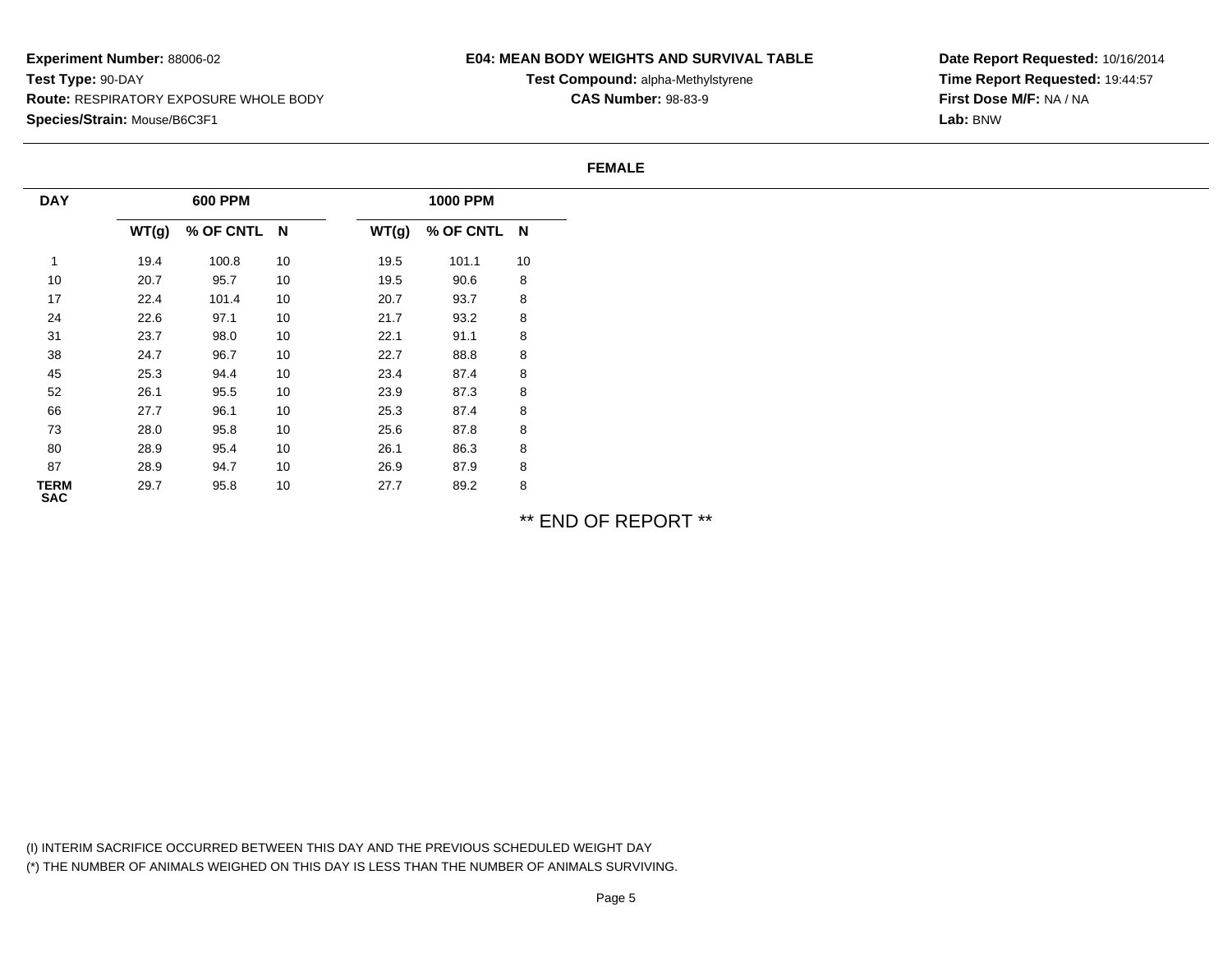**Experiment Number:** 88006-02
**Test Type:** 90-DAY
**Route:** RESPIRATORY EXPOSURE WHOLE BODY
**Species/Strain:** Mouse/B6C3F1

**E04: MEAN BODY WEIGHTS AND SURVIVAL TABLE**
**Test Compound:** alpha-Methylstyrene
**CAS Number:** 98-83-9

**Date Report Requested:** 10/16/2014
**Time Report Requested:** 19:44:57
**First Dose M/F:** NA / NA
**Lab:** BNW

**FEMALE**

| DAY | 600 PPM | | | 1000 PPM | | |
|---|---|---|---|---|---|---|
| | WT(g) | % OF CNTL | N | WT(g) | % OF CNTL | N |
| 1 | 19.4 | 100.8 | 10 | 19.5 | 101.1 | 10 |
| 10 | 20.7 | 95.7 | 10 | 19.5 | 90.6 | 8 |
| 17 | 22.4 | 101.4 | 10 | 20.7 | 93.7 | 8 |
| 24 | 22.6 | 97.1 | 10 | 21.7 | 93.2 | 8 |
| 31 | 23.7 | 98.0 | 10 | 22.1 | 91.1 | 8 |
| 38 | 24.7 | 96.7 | 10 | 22.7 | 88.8 | 8 |
| 45 | 25.3 | 94.4 | 10 | 23.4 | 87.4 | 8 |
| 52 | 26.1 | 95.5 | 10 | 23.9 | 87.3 | 8 |
| 66 | 27.7 | 96.1 | 10 | 25.3 | 87.4 | 8 |
| 73 | 28.0 | 95.8 | 10 | 25.6 | 87.8 | 8 |
| 80 | 28.9 | 95.4 | 10 | 26.1 | 86.3 | 8 |
| 87 | 28.9 | 94.7 | 10 | 26.9 | 87.9 | 8 |
| TERM SAC | 29.7 | 95.8 | 10 | 27.7 | 89.2 | 8 |

** END OF REPORT **

(I) INTERIM SACRIFICE OCCURRED BETWEEN THIS DAY AND THE PREVIOUS SCHEDULED WEIGHT DAY
(*) THE NUMBER OF ANIMALS WEIGHED ON THIS DAY IS LESS THAN THE NUMBER OF ANIMALS SURVIVING.